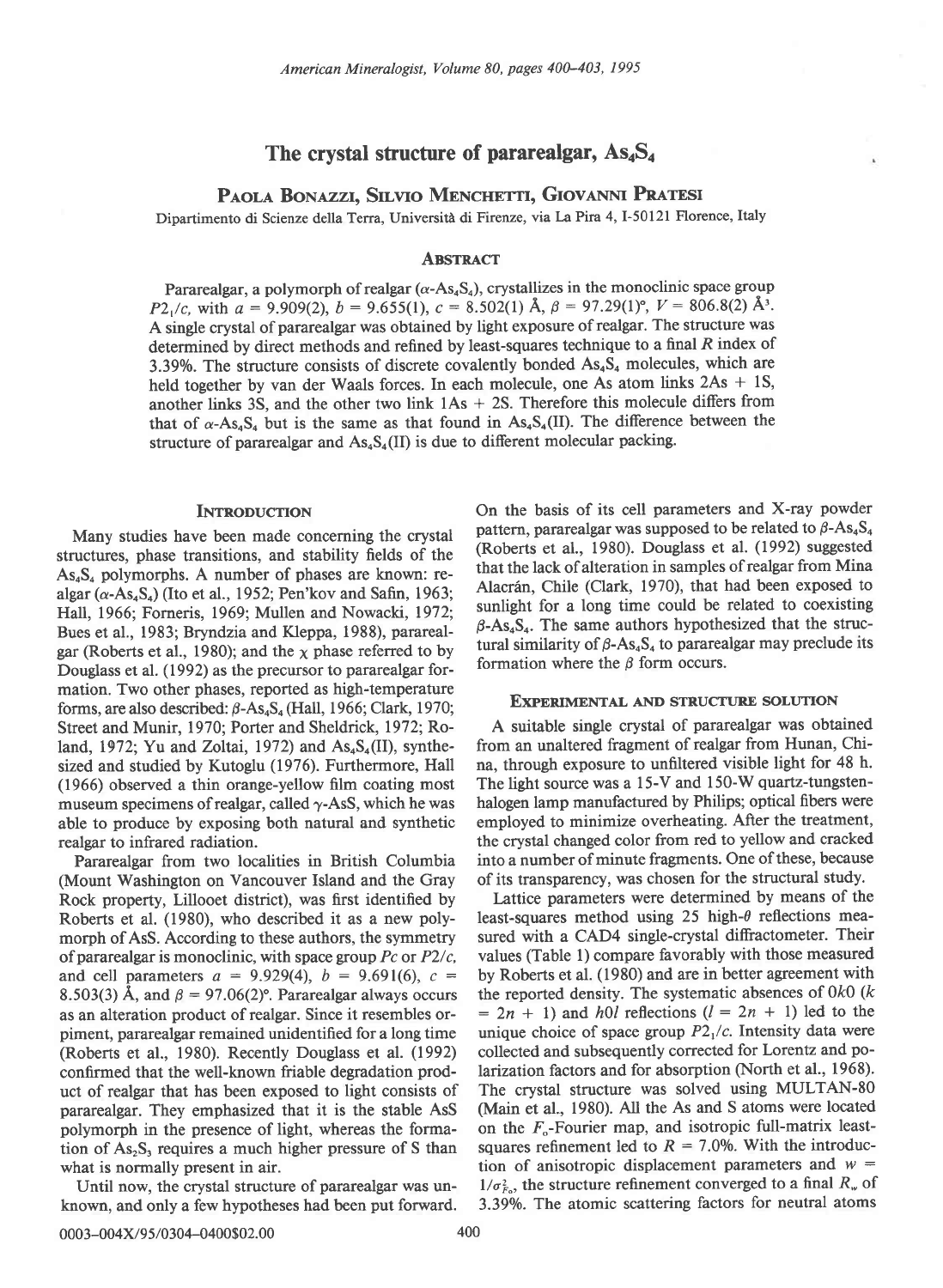# The crystal structure of pararealgar, $As_4S_4$

**Paola Bonazzi, Silvio Menchetti, Giovanni Pratesi**

Dipartimento di Scienze della Terra, Università di Firenze, via La Pira 4, I-50121 Florence, Italy

## Abstract

Pararealgar, a polymorph of realgar ($\alpha$-$As_4S_4$), crystallizes in the monoclinic space group $P2_1/c$, with $a = 9.909(2)$, $b = 9.655(1)$, $c = 8.502(1)$ Å, $\beta = 97.29(1)°$, $V = 806.8(2)$ Å$^3$. A single crystal of pararealgar was obtained by light exposure of realgar. The structure was determined by direct methods and refined by least-squares technique to a final $R$ index of 3.39%. The structure consists of discrete covalently bonded $As_4S_4$ molecules, which are held together by van der Waals forces. In each molecule, one As atom links 2As + 1S, another links 3S, and the other two link 1As + 2S. Therefore this molecule differs from that of $\alpha$-$As_4S_4$ but is the same as that found in $As_4S_4$(II). The difference between the structure of pararealgar and $As_4S_4$(II) is due to different molecular packing.

## Introduction

Many studies have been made concerning the crystal structures, phase transitions, and stability fields of the $As_4S_4$ polymorphs. A number of phases are known: realgar ($\alpha$-$As_4S_4$) (Ito et al., 1952; Pen'kov and Safin, 1963; Hall, 1966; Forneris, 1969; Mullen and Nowacki, 1972; Bues et al., 1983; Bryndzia and Kleppa, 1988), pararealgar (Roberts et al., 1980); and the $\chi$ phase referred to by Douglass et al. (1992) as the precursor to pararealgar formation. Two other phases, reported as high-temperature forms, are also described: $\beta$-$As_4S_4$ (Hall, 1966; Clark, 1970; Street and Munir, 1970; Porter and Sheldrick, 1972; Roland, 1972; Yu and Zoltai, 1972) and $As_4S_4$(II), synthesized and studied by Kutoglu (1976). Furthermore, Hall (1966) observed a thin orange-yellow film coating most museum specimens of realgar, called $\gamma$-AsS, which he was able to produce by exposing both natural and synthetic realgar to infrared radiation.

Pararealgar from two localities in British Columbia (Mount Washington on Vancouver Island and the Gray Rock property, Lillooet district), was first identified by Roberts et al. (1980), who described it as a new polymorph of AsS. According to these authors, the symmetry of pararealgar is monoclinic, with space group $Pc$ or $P2/c$, and cell parameters $a = 9.929(4)$, $b = 9.691(6)$, $c = 8.503(3)$ Å, and $\beta = 97.06(2)°$. Pararealgar always occurs as an alteration product of realgar. Since it resembles orpiment, pararealgar remained unidentified for a long time (Roberts et al., 1980). Recently Douglass et al. (1992) confirmed that the well-known friable degradation product of realgar that has been exposed to light consists of pararealgar. They emphasized that it is the stable AsS polymorph in the presence of light, whereas the formation of $As_2S_3$ requires a much higher pressure of S than what is normally present in air.

Until now, the crystal structure of pararealgar was unknown, and only a few hypotheses had been put forward. On the basis of its cell parameters and X-ray powder pattern, pararealgar was supposed to be related to $\beta$-$As_4S_4$ (Roberts et al., 1980). Douglass et al. (1992) suggested that the lack of alteration in samples of realgar from Mina Alacrán, Chile (Clark, 1970), that had been exposed to sunlight for a long time could be related to coexisting $\beta$-$As_4S_4$. The same authors hypothesized that the structural similarity of $\beta$-$As_4S_4$ to pararealgar may preclude its formation where the $\beta$ form occurs.

## Experimental and structure solution

A suitable single crystal of pararealgar was obtained from an unaltered fragment of realgar from Hunan, China, through exposure to unfiltered visible light for 48 h. The light source was a 15-V and 150-W quartz-tungsten-halogen lamp manufactured by Philips; optical fibers were employed to minimize overheating. After the treatment, the crystal changed color from red to yellow and cracked into a number of minute fragments. One of these, because of its transparency, was chosen for the structural study.

Lattice parameters were determined by means of the least-squares method using 25 high-$\theta$ reflections measured with a CAD4 single-crystal diffractometer. Their values (Table 1) compare favorably with those measured by Roberts et al. (1980) and are in better agreement with the reported density. The systematic absences of $0k0$ ($k = 2n + 1$) and $h0l$ reflections ($l = 2n + 1$) led to the unique choice of space group $P2_1/c$. Intensity data were collected and subsequently corrected for Lorentz and polarization factors and for absorption (North et al., 1968). The crystal structure was solved using MULTAN-80 (Main et al., 1980). All the As and S atoms were located on the $F_o$-Fourier map, and isotropic full-matrix least-squares refinement led to $R = 7.0$%. With the introduction of anisotropic displacement parameters and $w = 1/\sigma^2_{F_o}$, the structure refinement converged to a final $R_w$ of 3.39%. The atomic scattering factors for neutral atoms

0003-004X/95/0304-0400$02.00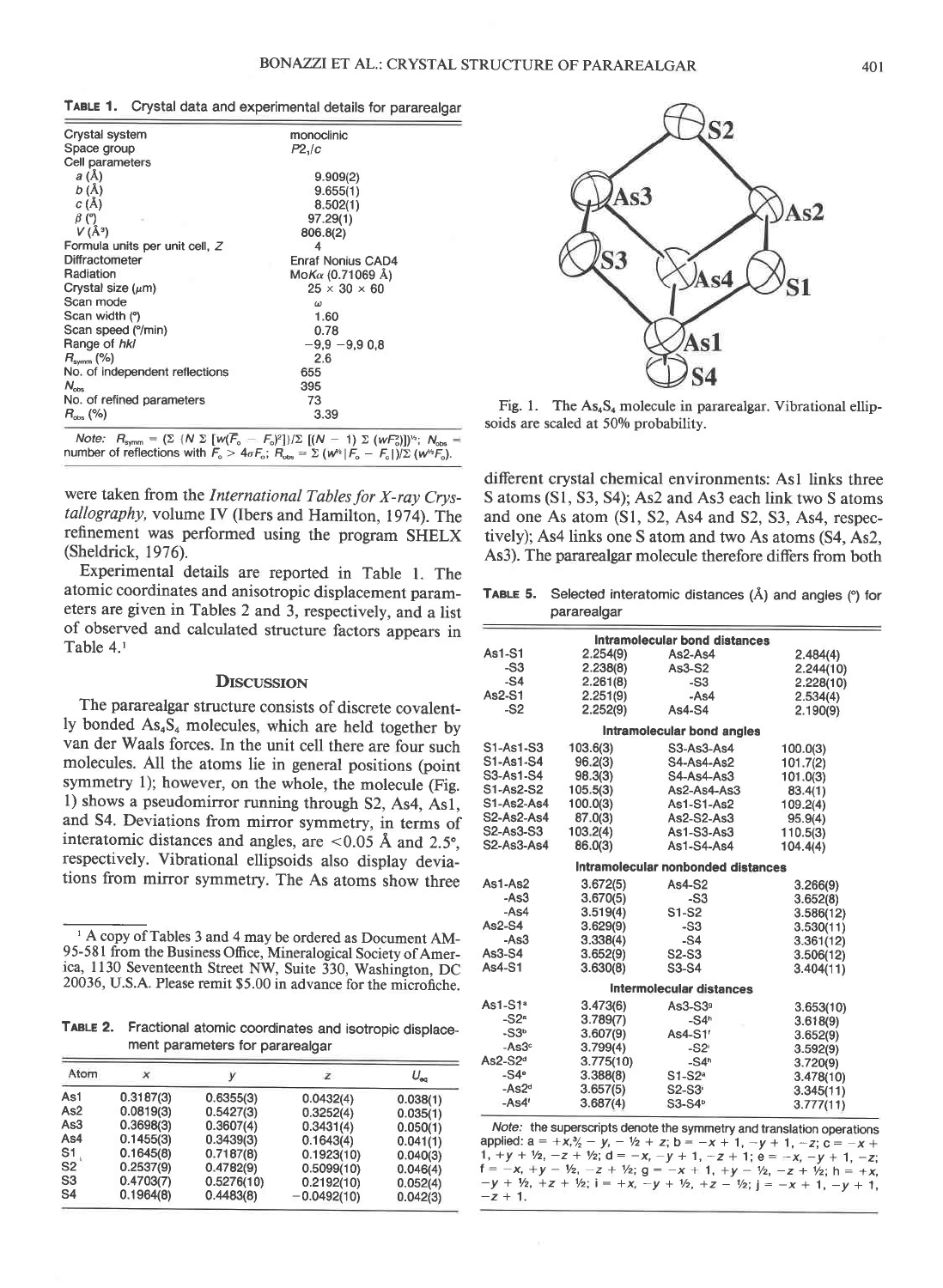**Table 1.** Crystal data and experimental details for pararealgar

| | |
|---|---|
| Crystal system | monoclinic |
| Space group | $P2_1/c$ |
| Cell parameters | |
| $a$ (Å) | 9.909(2) |
| $b$ (Å) | 9.655(1) |
| $c$ (Å) | 8.502(1) |
| $\beta$ (°) | 97.29(1) |
| $V$ (Å$^3$) | 806.8(2) |
| Formula units per unit cell, $Z$ | 4 |
| Diffractometer | Enraf Nonius CAD4 |
| Radiation | Mo$K\alpha$ (0.71069 Å) |
| Crystal size (μm) | 25 × 30 × 60 |
| Scan mode | $\omega$ |
| Scan width (°) | 1.60 |
| Scan speed (°/min) | 0.78 |
| Range of $hkl$ | −9,9 −9,9 0,8 |
| $R_{symm}$ (%) | 2.6 |
| No. of independent reflections | 655 |
| $N_{obs}$ | 395 |
| No. of refined parameters | 73 |
| $R_{obs}$ (%) | 3.39 |

*Note:* $R_{symm} = (\Sigma \{N \Sigma [w(\bar{F}_o - F_o)^2]\}/\Sigma [(N - 1) \Sigma (wF_o^2)])^{1/2}$; $N_{obs}$ = number of reflections with $F_o > 4\sigma F_o$; $R_{obs} = \Sigma (w^{1/2}|F_o - F_c|)/\Sigma (w^{1/2}F_o)$.

were taken from the *International Tables for X-ray Crystallography,* volume IV (Ibers and Hamilton, 1974). The refinement was performed using the program SHELX (Sheldrick, 1976).

Experimental details are reported in Table 1. The atomic coordinates and anisotropic displacement parameters are given in Tables 2 and 3, respectively, and a list of observed and calculated structure factors appears in Table 4.[1]

## Discussion

The pararealgar structure consists of discrete covalently bonded $As_4S_4$ molecules, which are held together by van der Waals forces. In the unit cell there are four such molecules. All the atoms lie in general positions (point symmetry 1); however, on the whole, the molecule (Fig. 1) shows a pseudomirror running through S2, As4, As1, and S4. Deviations from mirror symmetry, in terms of interatomic distances and angles, are <0.05 Å and 2.5°, respectively. Vibrational ellipsoids also display deviations from mirror symmetry. The As atoms show three different crystal chemical environments: As1 links three S atoms (S1, S3, S4); As2 and As3 each link two S atoms and one As atom (S1, S2, As4 and S2, S3, As4, respectively); As4 links one S atom and two As atoms (S4, As2, As3). The pararealgar molecule therefore differs from both

[1] A copy of Tables 3 and 4 may be ordered as Document AM-95-581 from the Business Office, Mineralogical Society of America, 1130 Seventeenth Street NW, Suite 330, Washington, DC 20036, U.S.A. Please remit $5.00 in advance for the microfiche.

**Table 2.** Fractional atomic coordinates and isotropic displacement parameters for pararealgar

| Atom | $x$ | $y$ | $z$ | $U_{eq}$ |
|---|---|---|---|---|
| As1 | 0.3187(3) | 0.6355(3) | 0.0432(4) | 0.038(1) |
| As2 | 0.0819(3) | 0.5427(3) | 0.3252(4) | 0.035(1) |
| As3 | 0.3698(3) | 0.3607(4) | 0.3431(4) | 0.050(1) |
| As4 | 0.1455(3) | 0.3439(3) | 0.1643(4) | 0.041(1) |
| S1 | 0.1645(8) | 0.7187(8) | 0.1923(10) | 0.040(3) |
| S2 | 0.2537(9) | 0.4782(9) | 0.5099(10) | 0.046(4) |
| S3 | 0.4703(7) | 0.5276(10) | 0.2192(10) | 0.052(4) |
| S4 | 0.1964(8) | 0.4483(8) | −0.0492(10) | 0.042(3) |

Fig. 1. The $As_4S_4$ molecule in pararealgar. Vibrational ellipsoids are scaled at 50% probability.

**Table 5.** Selected interatomic distances (Å) and angles (°) for pararealgar

| | | | |
|---|---|---|---|
| **Intramolecular bond distances** | | | |
| As1-S1 | 2.254(9) | As2-As4 | 2.484(4) |
| -S3 | 2.238(8) | As3-S2 | 2.244(10) |
| -S4 | 2.261(8) | -S3 | 2.228(10) |
| As2-S1 | 2.251(9) | -As4 | 2.534(4) |
| -S2 | 2.252(9) | As4-S4 | 2.190(9) |
| **Intramolecular bond angles** | | | |
| S1-As1-S3 | 103.6(3) | S3-As3-As4 | 100.0(3) |
| S1-As1-S4 | 96.2(3) | S4-As4-As2 | 101.7(2) |
| S3-As1-S4 | 98.3(3) | S4-As4-As3 | 101.0(3) |
| S1-As2-S2 | 105.5(3) | As2-As4-As3 | 83.4(1) |
| S1-As2-As4 | 100.0(3) | As1-S1-As2 | 109.2(4) |
| S2-As2-As4 | 87.0(3) | As2-S2-As3 | 95.9(4) |
| S2-As3-S3 | 103.2(4) | As1-S3-As3 | 110.5(3) |
| S2-As3-As4 | 86.0(3) | As1-S4-As4 | 104.4(4) |
| **Intramolecular nonbonded distances** | | | |
| As1-As2 | 3.672(5) | As4-S2 | 3.266(9) |
| -As3 | 3.670(5) | -S3 | 3.652(8) |
| -As4 | 3.519(4) | S1-S2 | 3.586(12) |
| As2-S4 | 3.629(9) | -S3 | 3.530(11) |
| -As3 | 3.338(4) | -S4 | 3.361(12) |
| As3-S4 | 3.652(9) | S2-S3 | 3.506(12) |
| As4-S1 | 3.630(8) | S3-S4 | 3.404(11) |
| **Intermolecular distances** | | | |
| As1-S1[a] | 3.473(6) | As3-S3[g] | 3.653(10) |
| -S2[a] | 3.789(7) | -S4[h] | 3.618(9) |
| -S3[b] | 3.607(9) | As4-S1[f] | 3.652(9) |
| -As3[c] | 3.799(4) | -S2[i] | 3.592(9) |
| As2-S2[d] | 3.775(10) | -S4[h] | 3.720(9) |
| -S4[e] | 3.388(8) | S1-S2[a] | 3.478(10) |
| -As2[d] | 3.657(5) | S2-S3[j] | 3.345(11) |
| -As4[f] | 3.687(4) | S3-S4[b] | 3.777(11) |

*Note:* the superscripts denote the symmetry and translation operations applied: a = +x,3/2 − y, − 1/2 + z; b = −x + 1, −y + 1, −z; c = −x + 1, +y + 1/2, −z + 1/2; d = −x, −y + 1, −z + 1; e = −x, −y + 1, −z; f = −x, +y − 1/2, −z + 1/2; g = −x + 1, +y − 1/2, −z + 1/2; h = +x, −y + 1/2, +z + 1/2; i = +x, −y + 1/2, +z − 1/2; j = −x + 1, −y + 1, −z + 1.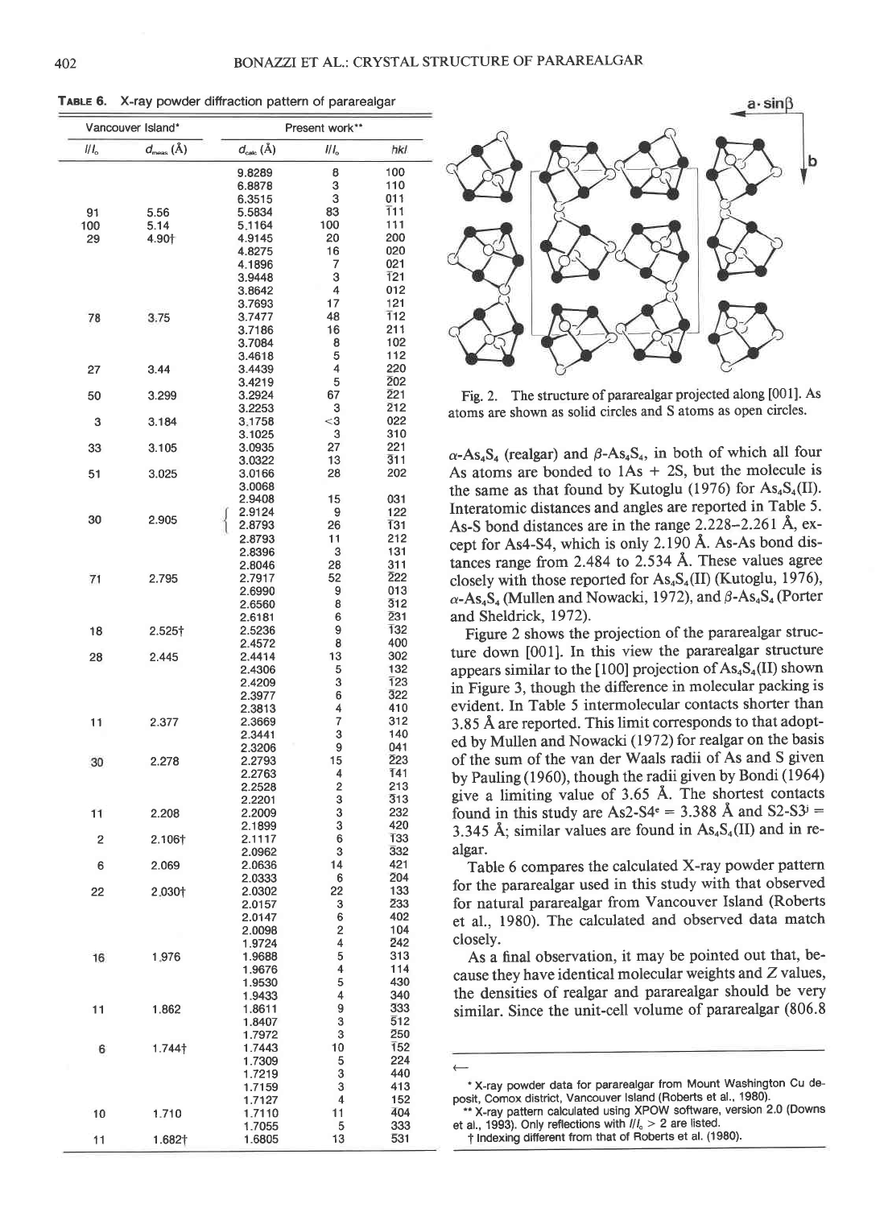**TABLE 6.** X-ray powder diffraction pattern of pararealgar

| Vancouver Island* | | Present work** | | |
|---|---|---|---|---|
| $I/I_o$ | $d_{meas}$ (Å) | $d_{calc}$ (Å) | $I/I_o$ | $hkl$ |
| | | 9.8289 | 8 | 100 |
| | | 6.8878 | 3 | 110 |
| | | 6.3515 | 3 | 011 |
| 91 | 5.56 | 5.5834 | 83 | $\bar{1}11$ |
| 100 | 5.14 | 5.1164 | 100 | 111 |
| 29 | 4.90† | 4.9145 | 20 | 200 |
| | | 4.8275 | 16 | 020 |
| | | 4.1896 | 7 | 021 |
| | | 3.9448 | 3 | $\bar{1}21$ |
| | | 3.8642 | 4 | 012 |
| | | 3.7693 | 17 | 121 |
| 78 | 3.75 | 3.7477 | 48 | $\bar{1}12$ |
| | | 3.7186 | 16 | 211 |
| | | 3.7084 | 8 | 102 |
| | | 3.4618 | 5 | 112 |
| 27 | 3.44 | 3.4439 | 4 | 220 |
| | | 3.4219 | 5 | $\bar{2}02$ |
| 50 | 3.299 | 3.2924 | 67 | $\bar{2}21$ |
| | | 3.2253 | 3 | $\bar{2}12$ |
| 3 | 3.184 | 3.1758 | <3 | 022 |
| | | 3.1025 | 3 | 310 |
| 33 | 3.105 | 3.0935 | 27 | 221 |
| | | 3.0322 | 13 | $\bar{3}11$ |
| 51 | 3.025 | 3.0166 | 28 | 202 |
| | | 3.0068 | | |
| | | 2.9408 | 15 | 031 |
| 30 | 2.905 | 2.9124 | 9 | 122 |
| | | 2.8793 | 26 | $\bar{1}31$ |
| | | 2.8793 | 11 | 212 |
| | | 2.8396 | 3 | 131 |
| | | 2.8046 | 28 | 311 |
| 71 | 2.795 | 2.7917 | 52 | $\bar{2}22$ |
| | | 2.6990 | 9 | 013 |
| | | 2.6560 | 8 | $\bar{3}12$ |
| | | 2.6181 | 6 | $\bar{2}31$ |
| 18 | 2.525† | 2.5236 | 9 | $\bar{1}32$ |
| | | 2.4572 | 8 | 400 |
| 28 | 2.445 | 2.4414 | 13 | 302 |
| | | 2.4306 | 5 | 132 |
| | | 2.4209 | 3 | $\bar{1}23$ |
| | | 2.3977 | 6 | $\bar{3}22$ |
| | | 2.3813 | 4 | 410 |
| 11 | 2.377 | 2.3669 | 7 | 312 |
| | | 2.3441 | 3 | 140 |
| | | 2.3206 | 9 | 041 |
| 30 | 2.278 | 2.2793 | 15 | $\bar{2}23$ |
| | | 2.2763 | 4 | $\bar{1}41$ |
| | | 2.2528 | 2 | 213 |
| | | 2.2201 | 3 | $\bar{3}13$ |
| 11 | 2.208 | 2.2009 | 3 | 232 |
| | | 2.1899 | 3 | 420 |
| 2 | 2.106† | 2.1117 | 6 | $\bar{1}33$ |
| | | 2.0962 | 3 | $\bar{3}32$ |
| 6 | 2.069 | 2.0636 | 14 | 421 |
| | | 2.0333 | 6 | $\bar{2}04$ |
| 22 | 2.030† | 2.0302 | 22 | 133 |
| | | 2.0157 | 3 | $\bar{2}33$ |
| | | 2.0147 | 6 | 402 |
| | | 2.0098 | 2 | 104 |
| | | 1.9724 | 4 | $\bar{2}42$ |
| 16 | 1.976 | 1.9688 | 5 | 313 |
| | | 1.9676 | 4 | 114 |
| | | 1.9530 | 5 | 430 |
| | | 1.9433 | 4 | 340 |
| 11 | 1.862 | 1.8611 | 9 | 333 |
| | | 1.8407 | 3 | $\bar{5}12$ |
| | | 1.7972 | 3 | $\bar{2}50$ |
| 6 | 1.744† | 1.7443 | 10 | $\bar{1}52$ |
| | | 1.7309 | 5 | 224 |
| | | 1.7219 | 3 | 440 |
| | | 1.7159 | 3 | 413 |
| | | 1.7127 | 4 | 152 |
| 10 | 1.710 | 1.7110 | 11 | $\bar{4}04$ |
| | | 1.7055 | 5 | 333 |
| 11 | 1.682† | 1.6805 | 13 | $\bar{5}31$ |

\* X-ray powder data for pararealgar from Mount Washington Cu deposit, Comox district, Vancouver Island (Roberts et al., 1980).

\*\* X-ray pattern calculated using XPOW software, version 2.0 (Downs et al., 1993). Only reflections with $I/I_o > 2$ are listed.

† Indexing different from that of Roberts et al. (1980).

Fig. 2. The structure of pararealgar projected along [001]. As atoms are shown as solid circles and S atoms as open circles.

$\alpha$-$As_4S_4$ (realgar) and $\beta$-$As_4S_4$, in both of which all four As atoms are bonded to 1As + 2S, but the molecule is the same as that found by Kutoglu (1976) for $As_4S_4$(II). Interatomic distances and angles are reported in Table 5. As-S bond distances are in the range 2.228–2.261 Å, except for As4-S4, which is only 2.190 Å. As-As bond distances range from 2.484 to 2.534 Å. These values agree closely with those reported for $As_4S_4$(II) (Kutoglu, 1976), $\alpha$-$As_4S_4$ (Mullen and Nowacki, 1972), and $\beta$-$As_4S_4$ (Porter and Sheldrick, 1972).

Figure 2 shows the projection of the pararealgar structure down [001]. In this view the pararealgar structure appears similar to the [100] projection of $As_4S_4$(II) shown in Figure 3, though the difference in molecular packing is evident. In Table 5 intermolecular contacts shorter than 3.85 Å are reported. This limit corresponds to that adopted by Mullen and Nowacki (1972) for realgar on the basis of the sum of the van der Waals radii of As and S given by Pauling (1960), though the radii given by Bondi (1964) give a limiting value of 3.65 Å. The shortest contacts found in this study are As2-S4$^{e}$ = 3.388 Å and S2-S3$^{j}$ = 3.345 Å; similar values are found in $As_4S_4$(II) and in realgar.

Table 6 compares the calculated X-ray powder pattern for the pararealgar used in this study with that observed for natural pararealgar from Vancouver Island (Roberts et al., 1980). The calculated and observed data match closely.

As a final observation, it may be pointed out that, because they have identical molecular weights and $Z$ values, the densities of realgar and pararealgar should be very similar. Since the unit-cell volume of pararealgar (806.8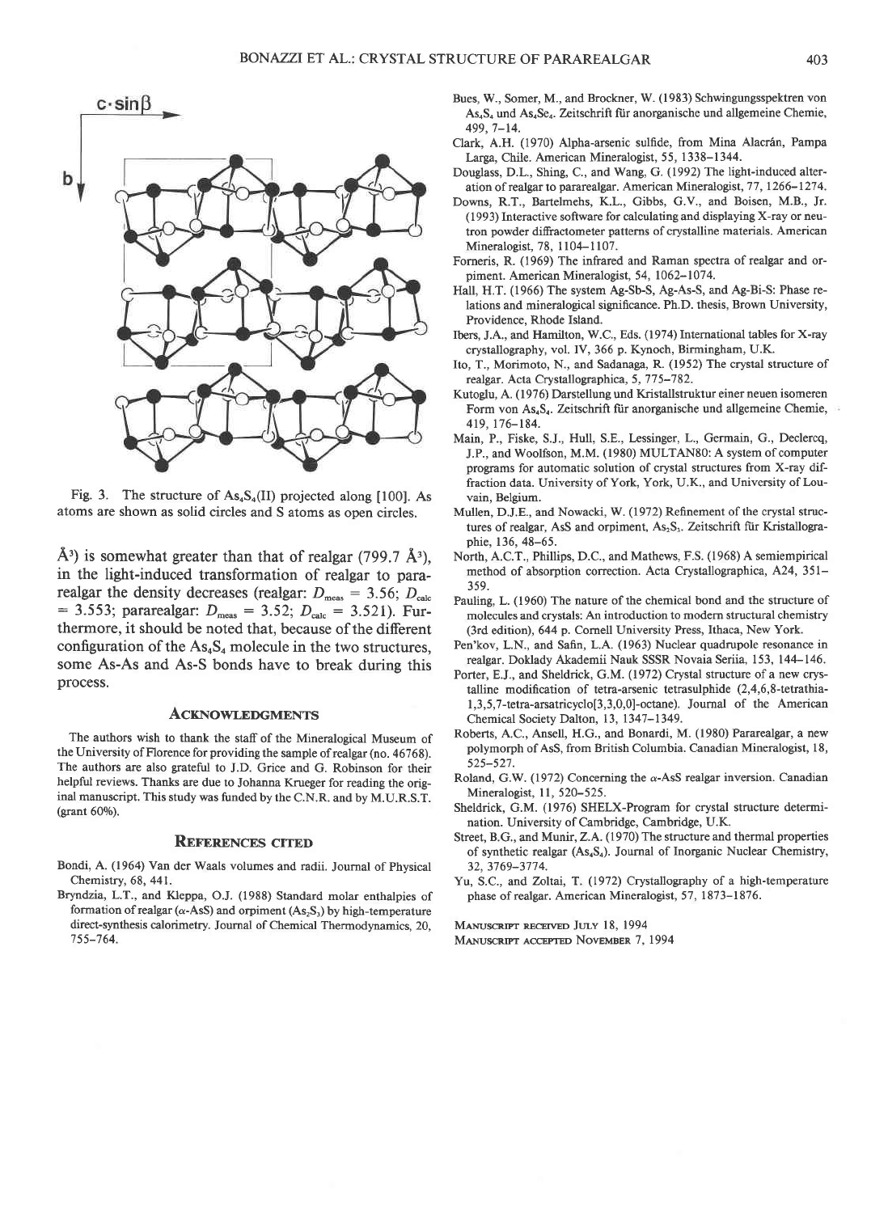c·sinβ

b

Fig. 3. The structure of $As_4S_4$(II) projected along [100]. As atoms are shown as solid circles and S atoms as open circles.

Å³) is somewhat greater than that of realgar (799.7 Å³), in the light-induced transformation of realgar to pararealgar the density decreases (realgar: $D_{meas}$ = 3.56; $D_{calc}$ = 3.553; pararealgar: $D_{meas}$ = 3.52; $D_{calc}$ = 3.521). Furthermore, it should be noted that, because of the different configuration of the $As_4S_4$ molecule in the two structures, some As-As and As-S bonds have to break during this process.

## Acknowledgments

The authors wish to thank the staff of the Mineralogical Museum of the University of Florence for providing the sample of realgar (no. 46768). The authors are also grateful to J.D. Grice and G. Robinson for their helpful reviews. Thanks are due to Johanna Krueger for reading the original manuscript. This study was funded by the C.N.R. and by M.U.R.S.T. (grant 60%).

## References cited

Bondi, A. (1964) Van der Waals volumes and radii. Journal of Physical Chemistry, 68, 441.

Bryndzia, L.T., and Kleppa, O.J. (1988) Standard molar enthalpies of formation of realgar (α-AsS) and orpiment ($As_2S_3$) by high-temperature direct-synthesis calorimetry. Journal of Chemical Thermodynamics, 20, 755–764.

Bues, W., Somer, M., and Brockner, W. (1983) Schwingungsspektren von $As_4S_4$ und $As_4Se_4$. Zeitschrift für anorganische und allgemeine Chemie, 499, 7–14.

Clark, A.H. (1970) Alpha-arsenic sulfide, from Mina Alacrán, Pampa Larga, Chile. American Mineralogist, 55, 1338–1344.

Douglass, D.L., Shing, C., and Wang, G. (1992) The light-induced alteration of realgar to pararealgar. American Mineralogist, 77, 1266–1274.

Downs, R.T., Bartelmehs, K.L., Gibbs, G.V., and Boisen, M.B., Jr. (1993) Interactive software for calculating and displaying X-ray or neutron powder diffractometer patterns of crystalline materials. American Mineralogist, 78, 1104–1107.

Forneris, R. (1969) The infrared and Raman spectra of realgar and orpiment. American Mineralogist, 54, 1062–1074.

Hall, H.T. (1966) The system Ag-Sb-S, Ag-As-S, and Ag-Bi-S: Phase relations and mineralogical significance. Ph.D. thesis, Brown University, Providence, Rhode Island.

Ibers, J.A., and Hamilton, W.C., Eds. (1974) International tables for X-ray crystallography, vol. IV, 366 p. Kynoch, Birmingham, U.K.

Ito, T., Morimoto, N., and Sadanaga, R. (1952) The crystal structure of realgar. Acta Crystallographica, 5, 775–782.

Kutoglu, A. (1976) Darstellung und Kristallstruktur einer neuen isomeren Form von $As_4S_4$. Zeitschrift für anorganische und allgemeine Chemie, 419, 176–184.

Main, P., Fiske, S.J., Hull, S.E., Lessinger, L., Germain, G., Declercq, J.P., and Woolfson, M.M. (1980) MULTAN80: A system of computer programs for automatic solution of crystal structures from X-ray diffraction data. University of York, York, U.K., and University of Louvain, Belgium.

Mullen, D.J.E., and Nowacki, W. (1972) Refinement of the crystal structures of realgar, AsS and orpiment, $As_2S_3$. Zeitschrift für Kristallographie, 136, 48–65.

North, A.C.T., Phillips, D.C., and Mathews, F.S. (1968) A semiempirical method of absorption correction. Acta Crystallographica, A24, 351–359.

Pauling, L. (1960) The nature of the chemical bond and the structure of molecules and crystals: An introduction to modern structural chemistry (3rd edition), 644 p. Cornell University Press, Ithaca, New York.

Pen'kov, L.N., and Safin, L.A. (1963) Nuclear quadrupole resonance in realgar. Doklady Akademii Nauk SSSR Novaia Seriia, 153, 144–146.

Porter, E.J., and Sheldrick, G.M. (1972) Crystal structure of a new crystalline modification of tetra-arsenic tetrasulphide (2,4,6,8-tetrathia-1,3,5,7-tetra-arsatricyclo[3,3,0,0]-octane). Journal of the American Chemical Society Dalton, 13, 1347–1349.

Roberts, A.C., Ansell, H.G., and Bonardi, M. (1980) Pararealgar, a new polymorph of AsS, from British Columbia. Canadian Mineralogist, 18, 525–527.

Roland, G.W. (1972) Concerning the α-AsS realgar inversion. Canadian Mineralogist, 11, 520–525.

Sheldrick, G.M. (1976) SHELX-Program for crystal structure determination. University of Cambridge, Cambridge, U.K.

Street, B.G., and Munir, Z.A. (1970) The structure and thermal properties of synthetic realgar ($As_4S_4$). Journal of Inorganic Nuclear Chemistry, 32, 3769–3774.

Yu, S.C., and Zoltai, T. (1972) Crystallography of a high-temperature phase of realgar. American Mineralogist, 57, 1873–1876.

Manuscript received July 18, 1994
Manuscript accepted November 7, 1994